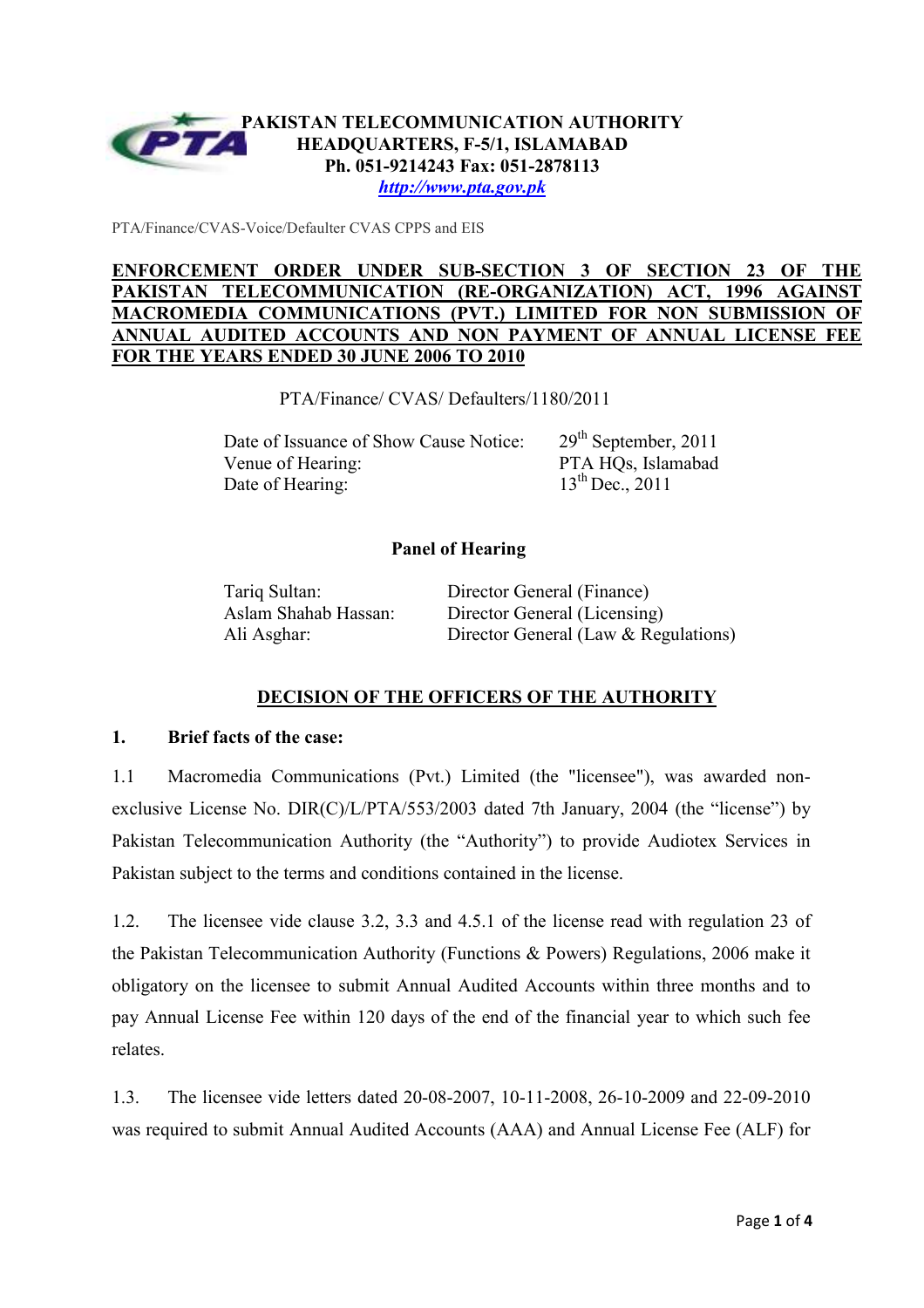**PAKISTAN TELECOMMUNICATION AUTHORITY**
**HEADQUARTERS, F-5/1, ISLAMABAD**
**Ph. 051-9214243 Fax: 051-2878113**
***http://www.pta.gov.pk***

PTA/Finance/CVAS-Voice/Defaulter CVAS CPPS and EIS

**ENFORCEMENT ORDER UNDER SUB-SECTION 3 OF SECTION 23 OF THE PAKISTAN TELECOMMUNICATION (RE-ORGANIZATION) ACT, 1996 AGAINST MACROMEDIA COMMUNICATIONS (PVT.) LIMITED FOR NON SUBMISSION OF ANNUAL AUDITED ACCOUNTS AND NON PAYMENT OF ANNUAL LICENSE FEE FOR THE YEARS ENDED 30 JUNE 2006 TO 2010**

PTA/Finance/ CVAS/ Defaulters/1180/2011

| | |
|---|---|
| Date of Issuance of Show Cause Notice: | 29th September, 2011 |
| Venue of Hearing: | PTA HQs, Islamabad |
| Date of Hearing: | 13th Dec., 2011 |

**Panel of Hearing**

| | |
|---|---|
| Tariq Sultan: | Director General (Finance) |
| Aslam Shahab Hassan: | Director General (Licensing) |
| Ali Asghar: | Director General (Law & Regulations) |

## DECISION OF THE OFFICERS OF THE AUTHORITY

**1. Brief facts of the case:**

1.1 Macromedia Communications (Pvt.) Limited (the "licensee"), was awarded non-exclusive License No. DIR(C)/L/PTA/553/2003 dated 7th January, 2004 (the "license") by Pakistan Telecommunication Authority (the "Authority") to provide Audiotex Services in Pakistan subject to the terms and conditions contained in the license.

1.2. The licensee vide clause 3.2, 3.3 and 4.5.1 of the license read with regulation 23 of the Pakistan Telecommunication Authority (Functions & Powers) Regulations, 2006 make it obligatory on the licensee to submit Annual Audited Accounts within three months and to pay Annual License Fee within 120 days of the end of the financial year to which such fee relates.

1.3. The licensee vide letters dated 20-08-2007, 10-11-2008, 26-10-2009 and 22-09-2010 was required to submit Annual Audited Accounts (AAA) and Annual License Fee (ALF) for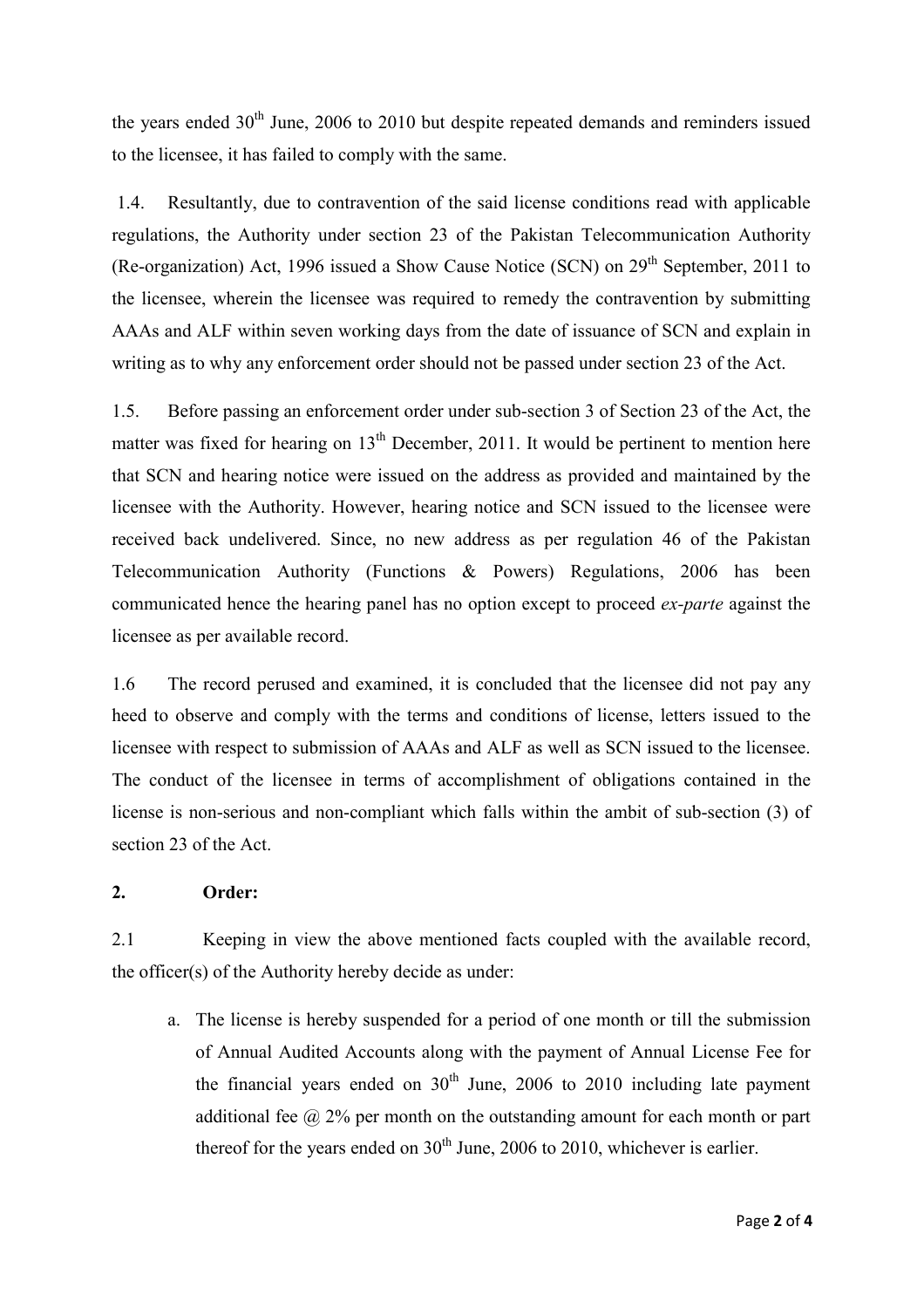the years ended 30th June, 2006 to 2010 but despite repeated demands and reminders issued to the licensee, it has failed to comply with the same.

1.4. Resultantly, due to contravention of the said license conditions read with applicable regulations, the Authority under section 23 of the Pakistan Telecommunication Authority (Re-organization) Act, 1996 issued a Show Cause Notice (SCN) on 29th September, 2011 to the licensee, wherein the licensee was required to remedy the contravention by submitting AAAs and ALF within seven working days from the date of issuance of SCN and explain in writing as to why any enforcement order should not be passed under section 23 of the Act.

1.5. Before passing an enforcement order under sub-section 3 of Section 23 of the Act, the matter was fixed for hearing on 13th December, 2011. It would be pertinent to mention here that SCN and hearing notice were issued on the address as provided and maintained by the licensee with the Authority. However, hearing notice and SCN issued to the licensee were received back undelivered. Since, no new address as per regulation 46 of the Pakistan Telecommunication Authority (Functions & Powers) Regulations, 2006 has been communicated hence the hearing panel has no option except to proceed *ex-parte* against the licensee as per available record.

1.6 The record perused and examined, it is concluded that the licensee did not pay any heed to observe and comply with the terms and conditions of license, letters issued to the licensee with respect to submission of AAAs and ALF as well as SCN issued to the licensee. The conduct of the licensee in terms of accomplishment of obligations contained in the license is non-serious and non-compliant which falls within the ambit of sub-section (3) of section 23 of the Act.

## 2. Order:

2.1 Keeping in view the above mentioned facts coupled with the available record, the officer(s) of the Authority hereby decide as under:

a. The license is hereby suspended for a period of one month or till the submission of Annual Audited Accounts along with the payment of Annual License Fee for the financial years ended on 30th June, 2006 to 2010 including late payment additional fee @ 2% per month on the outstanding amount for each month or part thereof for the years ended on 30th June, 2006 to 2010, whichever is earlier.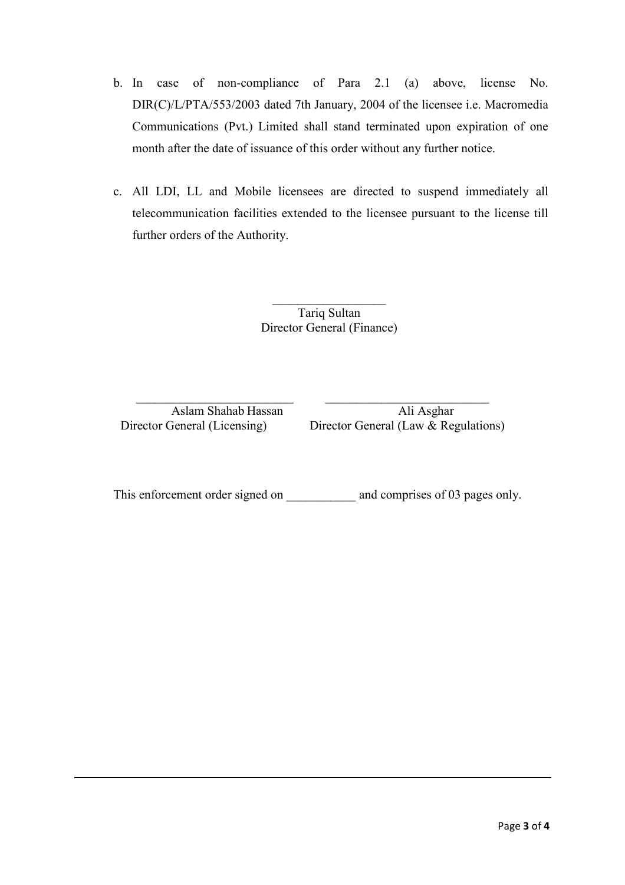b. In case of non-compliance of Para 2.1 (a) above, license No. DIR(C)/L/PTA/553/2003 dated 7th January, 2004 of the licensee i.e. Macromedia Communications (Pvt.) Limited shall stand terminated upon expiration of one month after the date of issuance of this order without any further notice.

c. All LDI, LL and Mobile licensees are directed to suspend immediately all telecommunication facilities extended to the licensee pursuant to the license till further orders of the Authority.

\_\_\_\_\_\_\_\_\_\_\_\_\_\_\_\_\_\_

Tariq Sultan
Director General (Finance)

| \_\_\_\_\_\_\_\_\_\_\_\_\_\_\_\_\_\_\_\_\_\_\_\_\_ | \_\_\_\_\_\_\_\_\_\_\_\_\_\_\_\_\_\_\_\_\_\_\_\_\_\_ |
| --- | --- |
| Aslam Shahab Hassan | Ali Asghar |
| Director General (Licensing) | Director General (Law & Regulations) |

This enforcement order signed on \_\_\_\_\_\_\_\_\_\_\_ and comprises of 03 pages only.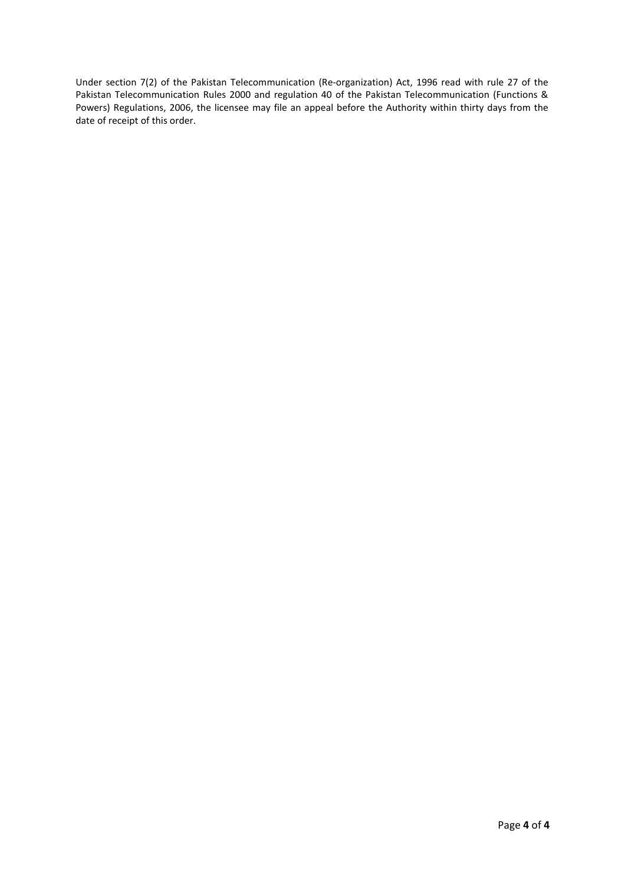Under section 7(2) of the Pakistan Telecommunication (Re-organization) Act, 1996 read with rule 27 of the Pakistan Telecommunication Rules 2000 and regulation 40 of the Pakistan Telecommunication (Functions & Powers) Regulations, 2006, the licensee may file an appeal before the Authority within thirty days from the date of receipt of this order.